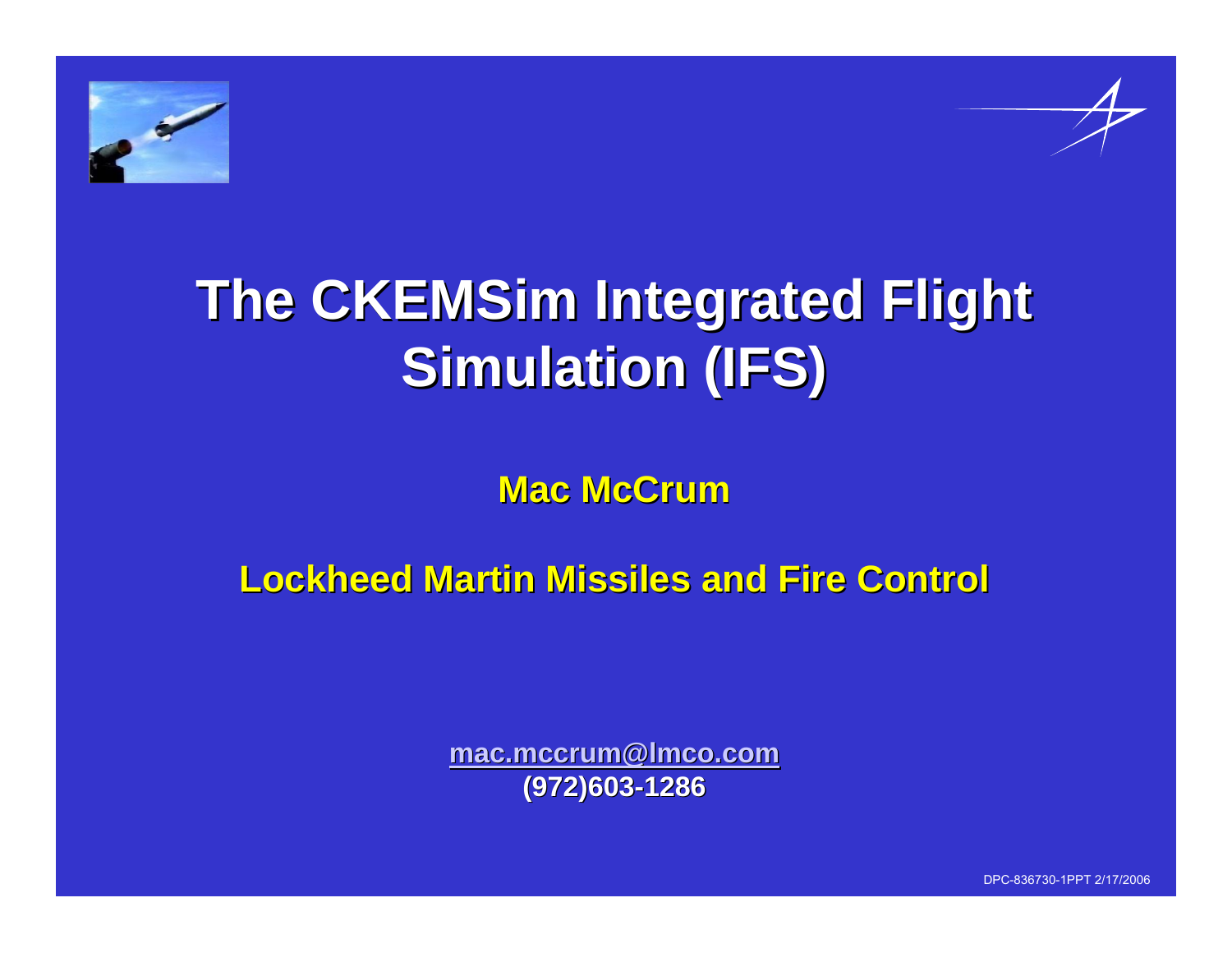# The CKEMSim Integrated Flight Simulation (IFS)

**Mac McCrum**

**Lockheed Martin Missiles and Fire Control**

**mac.mccrum@lmco.com**
**(972)603-1286**

DPC-836730-1PPT 2/17/2006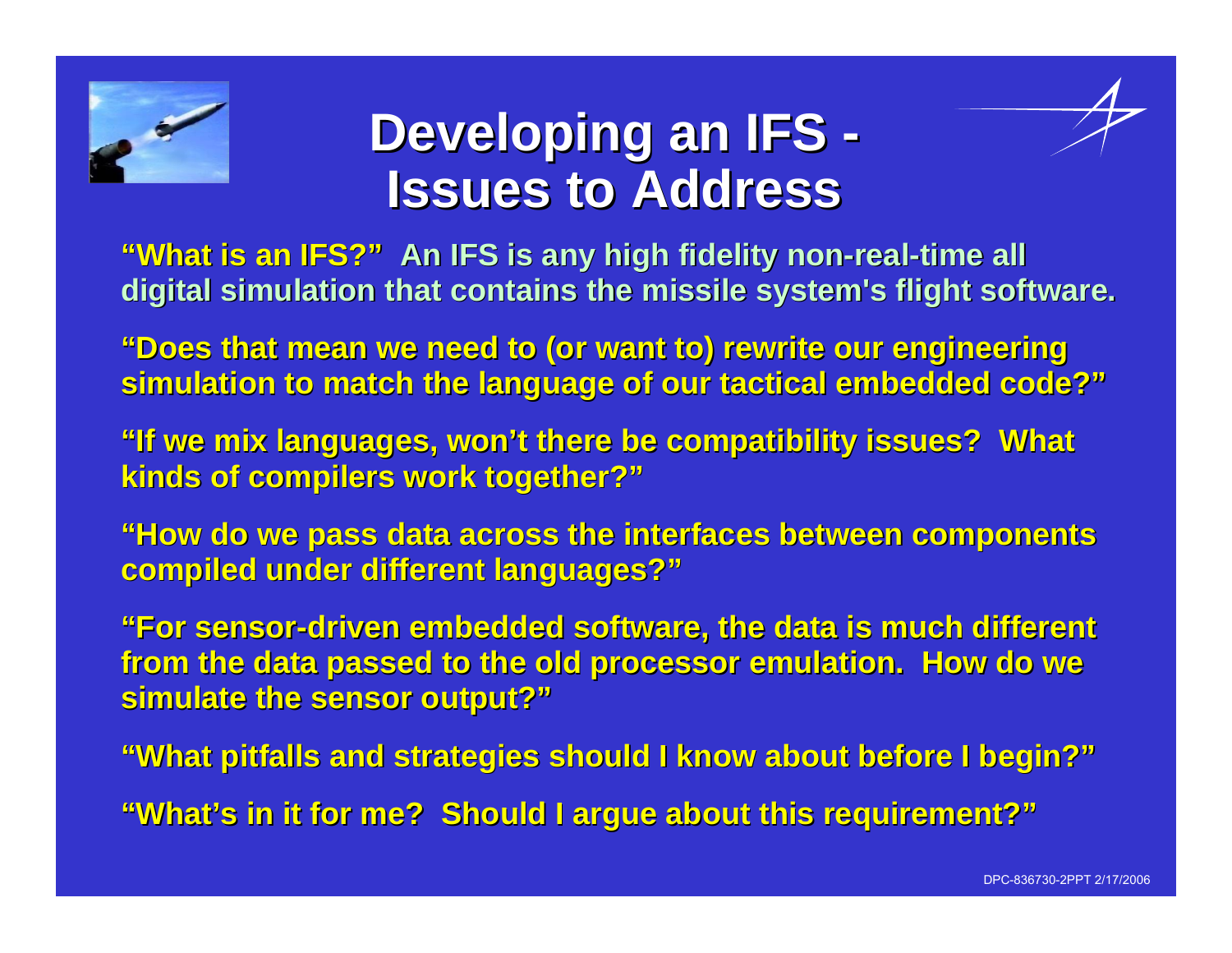# Developing an IFS - Issues to Address

"What is an IFS?" An IFS is any high fidelity non-real-time all digital simulation that contains the missile system's flight software.

"Does that mean we need to (or want to) rewrite our engineering simulation to match the language of our tactical embedded code?"

"If we mix languages, won't there be compatibility issues? What kinds of compilers work together?"

"How do we pass data across the interfaces between components compiled under different languages?"

"For sensor-driven embedded software, the data is much different from the data passed to the old processor emulation. How do we simulate the sensor output?"

"What pitfalls and strategies should I know about before I begin?"

"What's in it for me? Should I argue about this requirement?"

DPC-836730-2PPT 2/17/2006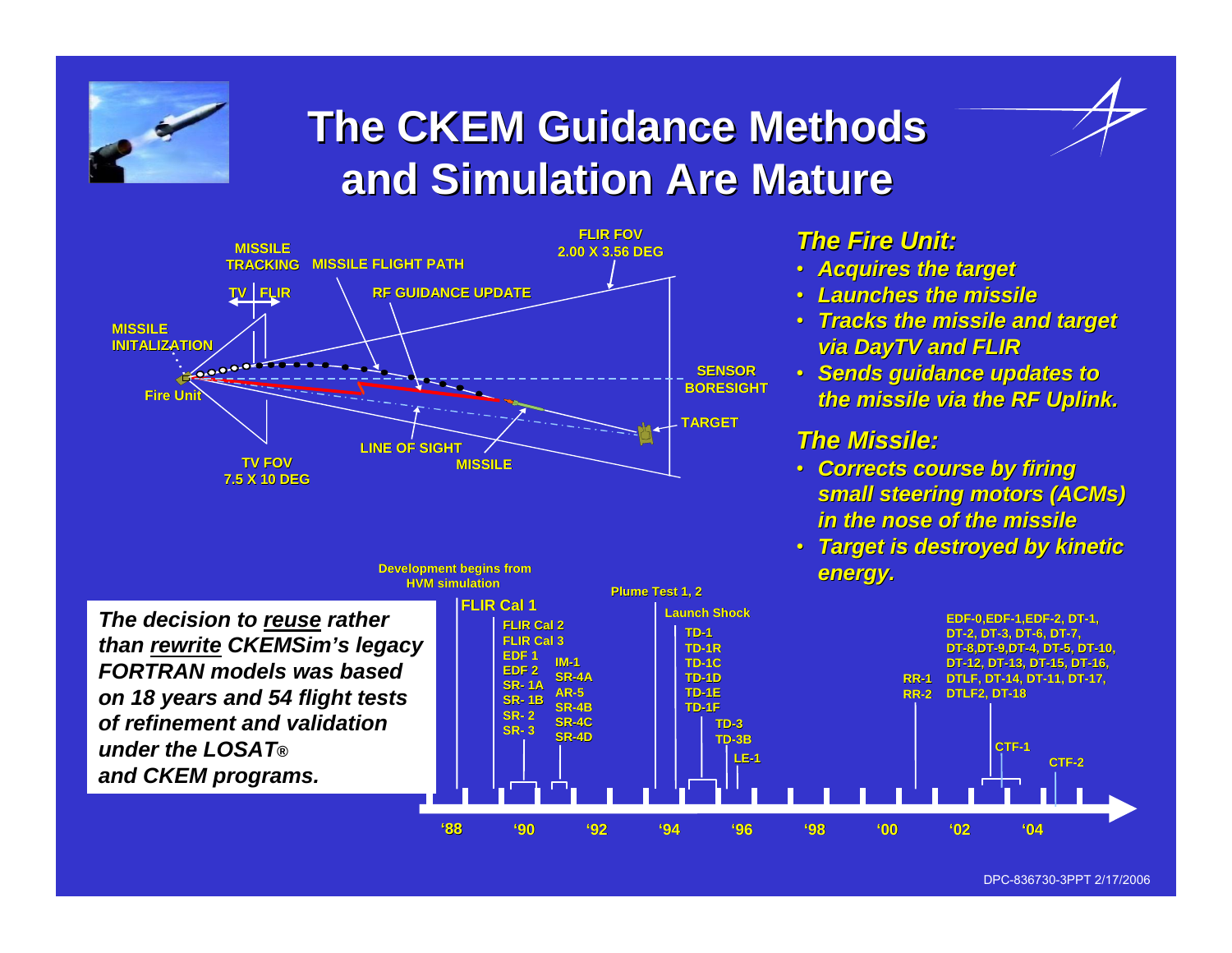# The CKEM Guidance Methods and Simulation Are Mature

MISSILE TRACKING — MISSILE FLIGHT PATH — FLIR FOV 2.00 X 3.56 DEG

TV | FLIR — RF GUIDANCE UPDATE

MISSILE INITALIZATION

Fire Unit — SENSOR BORESIGHT — TARGET

LINE OF SIGHT — MISSILE

TV FOV 7.5 X 10 DEG

### The Fire Unit:

- Acquires the target
- Launches the missile
- Tracks the missile and target via DayTV and FLIR
- Sends guidance updates to the missile via the RF Uplink.

### The Missile:

- Corrects course by firing small steering motors (ACMs) in the nose of the missile
- Target is destroyed by kinetic energy.

*The decision to __reuse__ rather than __rewrite__ CKEMSim's legacy FORTRAN models was based on 18 years and 54 flight tests of refinement and validation under the LOSAT® and CKEM programs.*

Timeline ('88 – '04):

- Development begins from HVM simulation
- FLIR Cal 1
- FLIR Cal 2, FLIR Cal 3, EDF 1, EDF 2, SR- 1A, SR- 1B, SR- 2, SR- 3
- IM-1, SR-4A, AR-5, SR-4B, SR-4C, SR-4D
- Plume Test 1, 2
- Launch Shock
- TD-1, TD-1R, TD-1C, TD-1D, TD-1E, TD-1F
- TD-3, TD-3B
- LE-1
- RR-1, RR-2
- EDF-0, EDF-1, EDF-2, DT-1, DT-2, DT-3, DT-6, DT-7, DT-8, DT-9, DT-4, DT-5, DT-10, DT-12, DT-13, DT-15, DT-16, DTLF, DT-14, DT-11, DT-17, DTLF2, DT-18
- CTF-1
- CTF-2

DPC-836730-3PPT 2/17/2006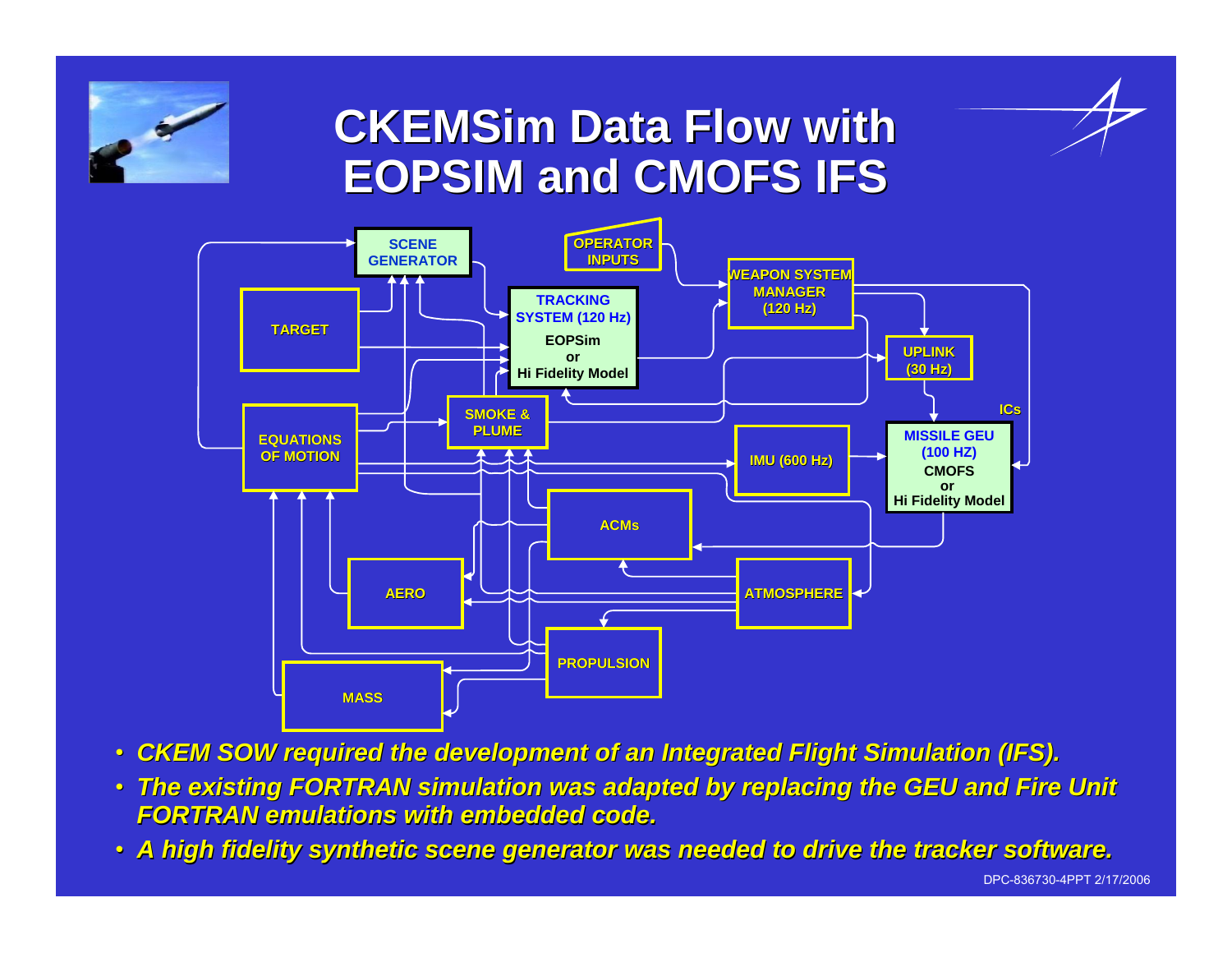# CKEMSim Data Flow with EOPSIM and CMOFS IFS

SCENE GENERATOR

OPERATOR INPUTS

TARGET

TRACKING SYSTEM (120 Hz)
EOPSim
or
Hi Fidelity Model

WEAPON SYSTEM MANAGER (120 Hz)

UPLINK (30 Hz)

ICs

EQUATIONS OF MOTION

SMOKE & PLUME

IMU (600 Hz)

MISSILE GEU (100 HZ)
CMOFS
or
Hi Fidelity Model

ACMs

AERO

ATMOSPHERE

PROPULSION

MASS

- *CKEM SOW required the development of an Integrated Flight Simulation (IFS).*
- *The existing FORTRAN simulation was adapted by replacing the GEU and Fire Unit FORTRAN emulations with embedded code.*
- *A high fidelity synthetic scene generator was needed to drive the tracker software.*

DPC-836730-4PPT 2/17/2006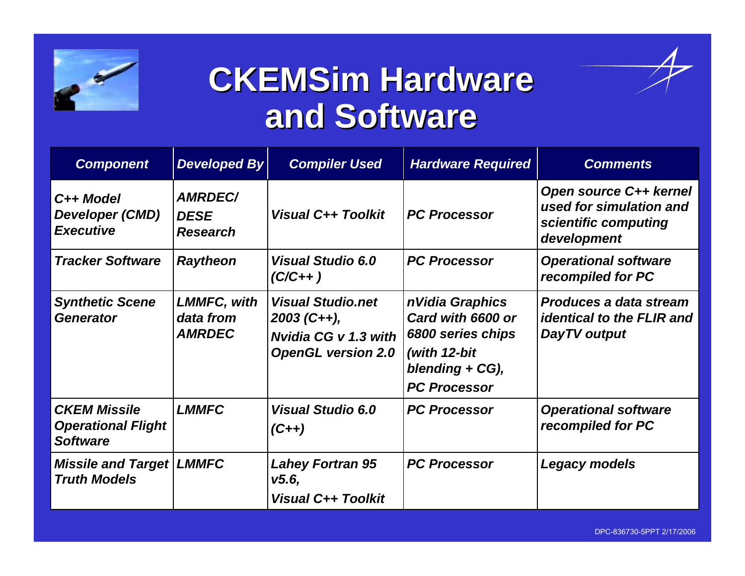# CKEMSim Hardware and Software

| Component | Developed By | Compiler Used | Hardware Required | Comments |
|---|---|---|---|---|
| C++ Model Developer (CMD) Executive | AMRDEC/ DESE Research | Visual C++ Toolkit | PC Processor | Open source C++ kernel used for simulation and scientific computing development |
| Tracker Software | Raytheon | Visual Studio 6.0 (C/C++ ) | PC Processor | Operational software recompiled for PC |
| Synthetic Scene Generator | LMMFC, with data from AMRDEC | Visual Studio.net 2003 (C++), Nvidia CG v 1.3 with OpenGL version 2.0 | nVidia Graphics Card with 6600 or 6800 series chips (with 12-bit blending + CG), PC Processor | Produces a data stream identical to the FLIR and DayTV output |
| CKEM Missile Operational Flight Software | LMMFC | Visual Studio 6.0 (C++) | PC Processor | Operational software recompiled for PC |
| Missile and Target Truth Models | LMMFC | Lahey Fortran 95 v5.6, Visual C++ Toolkit | PC Processor | Legacy models |

DPC-836730-5PPT 2/17/2006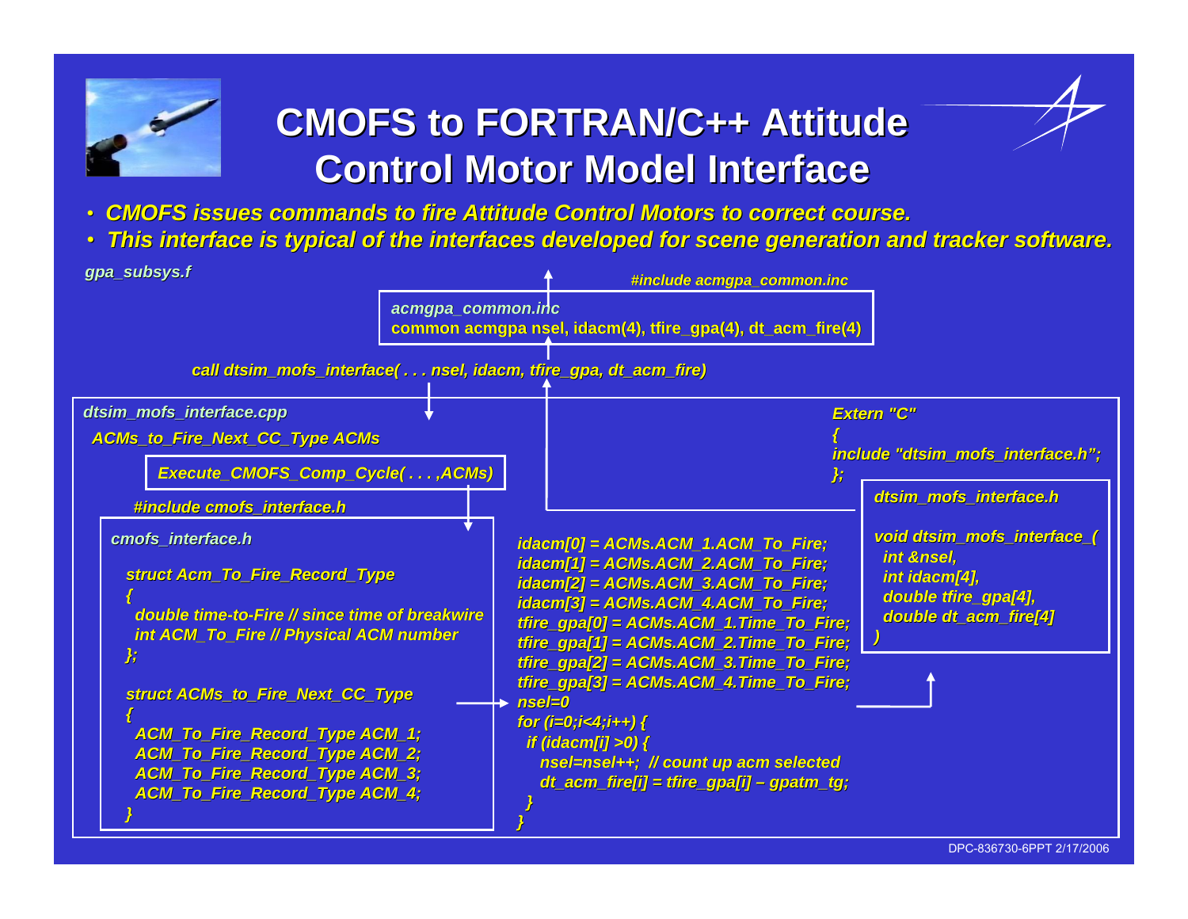# CMOFS to FORTRAN/C++ Attitude Control Motor Model Interface

- *CMOFS issues commands to fire Attitude Control Motors to correct course.*
- *This interface is typical of the interfaces developed for scene generation and tracker software.*

*gpa_subsys.f*

*#include acmgpa_common.inc*

```
acmgpa_common.inc
common acmgpa nsel, idacm(4), tfire_gpa(4), dt_acm_fire(4)
```

*call dtsim_mofs_interface( . . . nsel, idacm, tfire_gpa, dt_acm_fire)*

*dtsim_mofs_interface.cpp*

*ACMs_to_Fire_Next_CC_Type ACMs*

```
Execute_CMOFS_Comp_Cycle( . . . ,ACMs)
```

*#include cmofs_interface.h*

```
cmofs_interface.h

  struct Acm_To_Fire_Record_Type
  {
    double time-to-Fire // since time of breakwire
    int ACM_To_Fire // Physical ACM number
  };

  struct ACMs_to_Fire_Next_CC_Type
  {
    ACM_To_Fire_Record_Type ACM_1;
    ACM_To_Fire_Record_Type ACM_2;
    ACM_To_Fire_Record_Type ACM_3;
    ACM_To_Fire_Record_Type ACM_4;
  }
```

```
idacm[0] = ACMs.ACM_1.ACM_To_Fire;
idacm[1] = ACMs.ACM_2.ACM_To_Fire;
idacm[2] = ACMs.ACM_3.ACM_To_Fire;
idacm[3] = ACMs.ACM_4.ACM_To_Fire;
tfire_gpa[0] = ACMs.ACM_1.Time_To_Fire;
tfire_gpa[1] = ACMs.ACM_2.Time_To_Fire;
tfire_gpa[2] = ACMs.ACM_3.Time_To_Fire;
tfire_gpa[3] = ACMs.ACM_4.Time_To_Fire;
nsel=0
for (i=0;i<4;i++) {
  if (idacm[i] >0) {
    nsel=nsel++;  // count up acm selected
    dt_acm_fire[i] = tfire_gpa[i] – gpatm_tg;
  }
}
```

```
Extern "C"
{
include "dtsim_mofs_interface.h";
};
```

```
dtsim_mofs_interface.h

void dtsim_mofs_interface_(
  int &nsel,
  int idacm[4],
  double tfire_gpa[4],
  double dt_acm_fire[4]
)
```

DPC-836730-6PPT 2/17/2006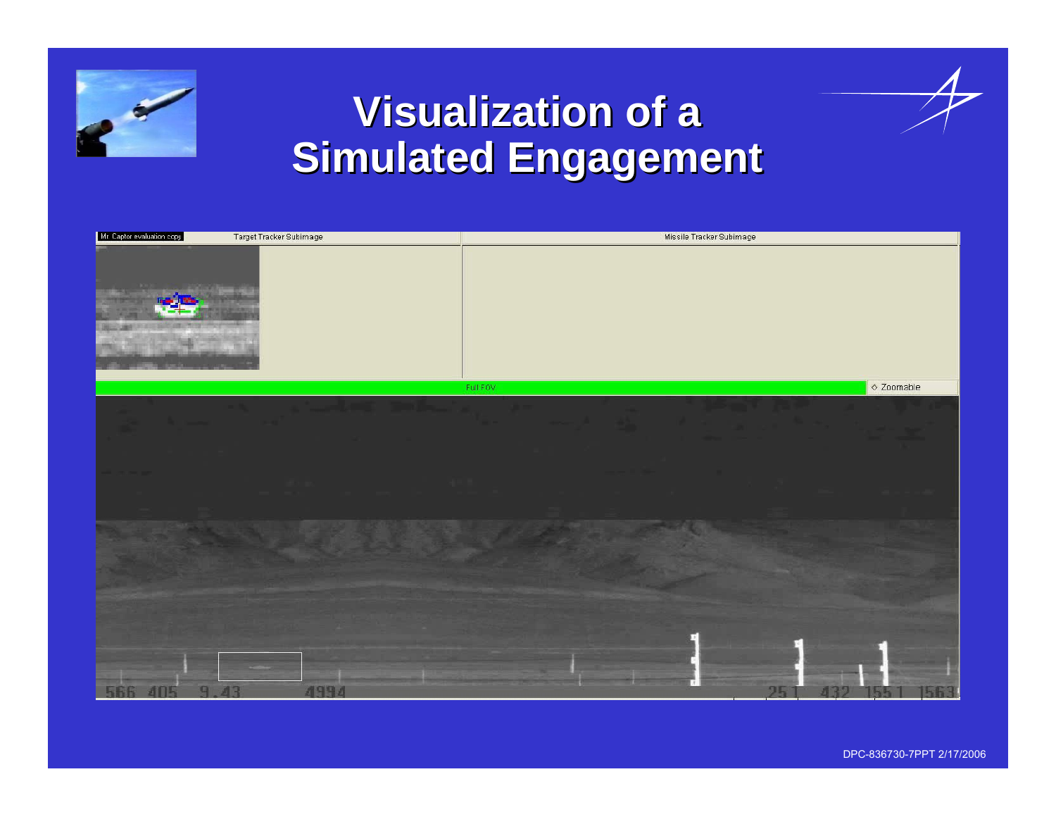# Visualization of a Simulated Engagement

Mr. Captor evaluation copy

Target Tracker Subimage

Missile Tracker Subimage

Full FOV

Zoomable

566 405 9.43 4994

251 432 1551 1563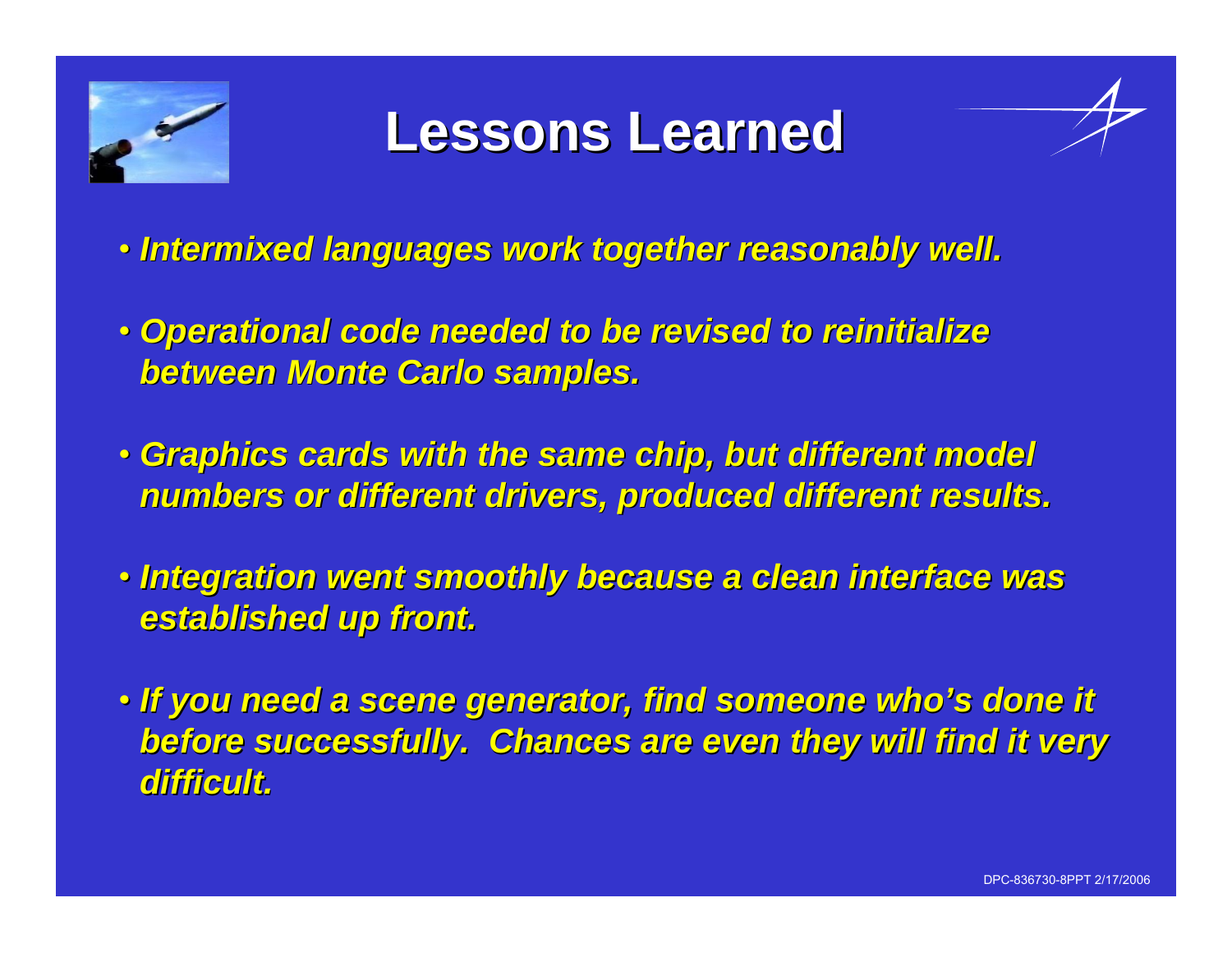# Lessons Learned

- *Intermixed languages work together reasonably well.*
- *Operational code needed to be revised to reinitialize between Monte Carlo samples.*
- *Graphics cards with the same chip, but different model numbers or different drivers, produced different results.*
- *Integration went smoothly because a clean interface was established up front.*
- *If you need a scene generator, find someone who's done it before successfully. Chances are even they will find it very difficult.*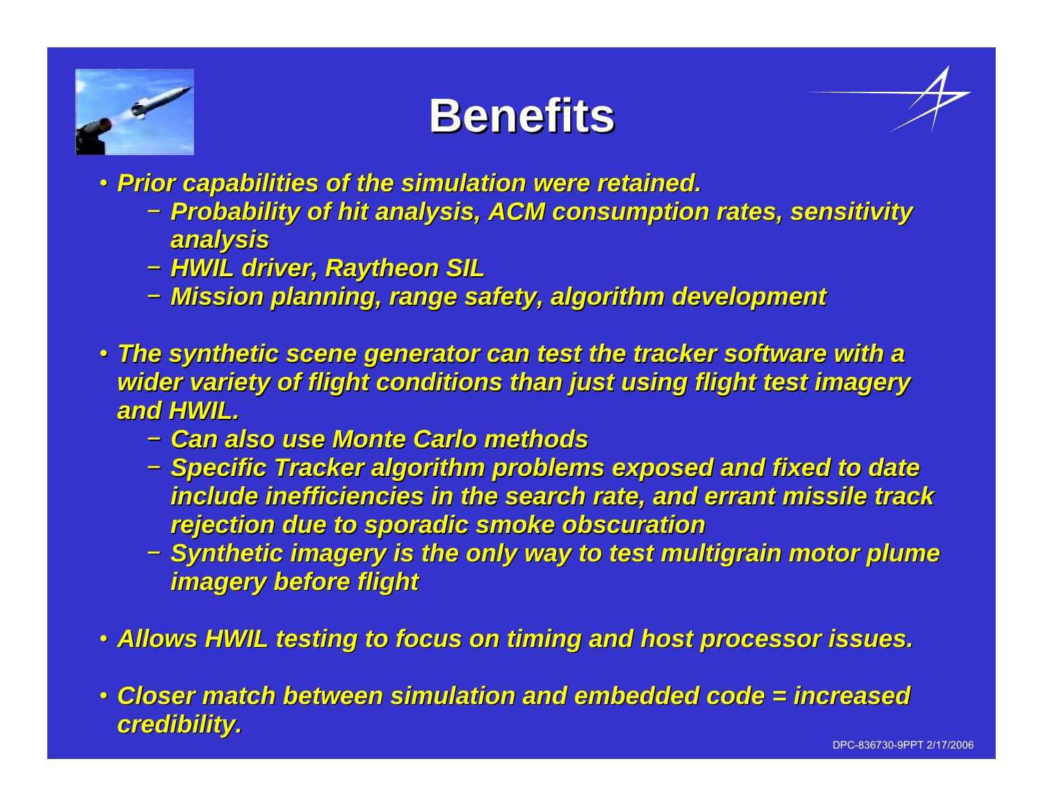# Benefits

- *Prior capabilities of the simulation were retained.*
  - *Probability of hit analysis, ACM consumption rates, sensitivity analysis*
  - *HWIL driver, Raytheon SIL*
  - *Mission planning, range safety, algorithm development*
- *The synthetic scene generator can test the tracker software with a wider variety of flight conditions than just using flight test imagery and HWIL.*
  - *Can also use Monte Carlo methods*
  - *Specific Tracker algorithm problems exposed and fixed to date include inefficiencies in the search rate, and errant missile track rejection due to sporadic smoke obscuration*
  - *Synthetic imagery is the only way to test multigrain motor plume imagery before flight*
- *Allows HWIL testing to focus on timing and host processor issues.*
- *Closer match between simulation and embedded code = increased credibility.*

DPC-836730-9PPT 2/17/2006